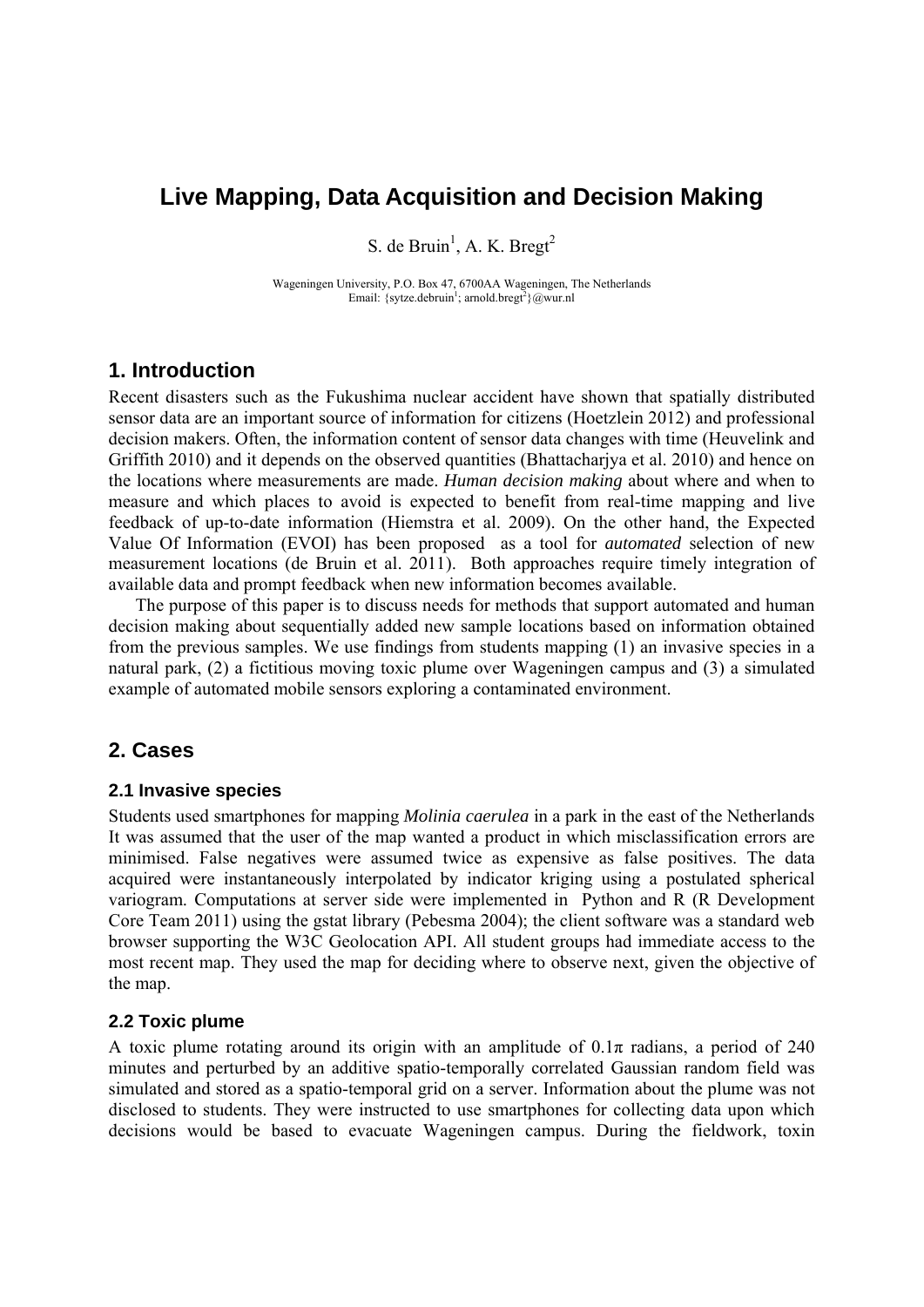# Live Mapping, Data Acquisition and Decision Making

S. de Bruin[1], A. K. Bregt[2]

Wageningen University, P.O. Box 47, 6700AA Wageningen, The Netherlands
Email: {sytze.debruin[1]; arnold.bregt[2]}@wur.nl

## 1. Introduction

Recent disasters such as the Fukushima nuclear accident have shown that spatially distributed sensor data are an important source of information for citizens (Hoetzlein 2012) and professional decision makers. Often, the information content of sensor data changes with time (Heuvelink and Griffith 2010) and it depends on the observed quantities (Bhattacharjya et al. 2010) and hence on the locations where measurements are made. *Human decision making* about where and when to measure and which places to avoid is expected to benefit from real-time mapping and live feedback of up-to-date information (Hiemstra et al. 2009). On the other hand, the Expected Value Of Information (EVOI) has been proposed as a tool for *automated* selection of new measurement locations (de Bruin et al. 2011). Both approaches require timely integration of available data and prompt feedback when new information becomes available.

The purpose of this paper is to discuss needs for methods that support automated and human decision making about sequentially added new sample locations based on information obtained from the previous samples. We use findings from students mapping (1) an invasive species in a natural park, (2) a fictitious moving toxic plume over Wageningen campus and (3) a simulated example of automated mobile sensors exploring a contaminated environment.

## 2. Cases

### 2.1 Invasive species

Students used smartphones for mapping *Molinia caerulea* in a park in the east of the Netherlands It was assumed that the user of the map wanted a product in which misclassification errors are minimised. False negatives were assumed twice as expensive as false positives. The data acquired were instantaneously interpolated by indicator kriging using a postulated spherical variogram. Computations at server side were implemented in Python and R (R Development Core Team 2011) using the gstat library (Pebesma 2004); the client software was a standard web browser supporting the W3C Geolocation API. All student groups had immediate access to the most recent map. They used the map for deciding where to observe next, given the objective of the map.

### 2.2 Toxic plume

A toxic plume rotating around its origin with an amplitude of $0.1\pi$ radians, a period of 240 minutes and perturbed by an additive spatio-temporally correlated Gaussian random field was simulated and stored as a spatio-temporal grid on a server. Information about the plume was not disclosed to students. They were instructed to use smartphones for collecting data upon which decisions would be based to evacuate Wageningen campus. During the fieldwork, toxin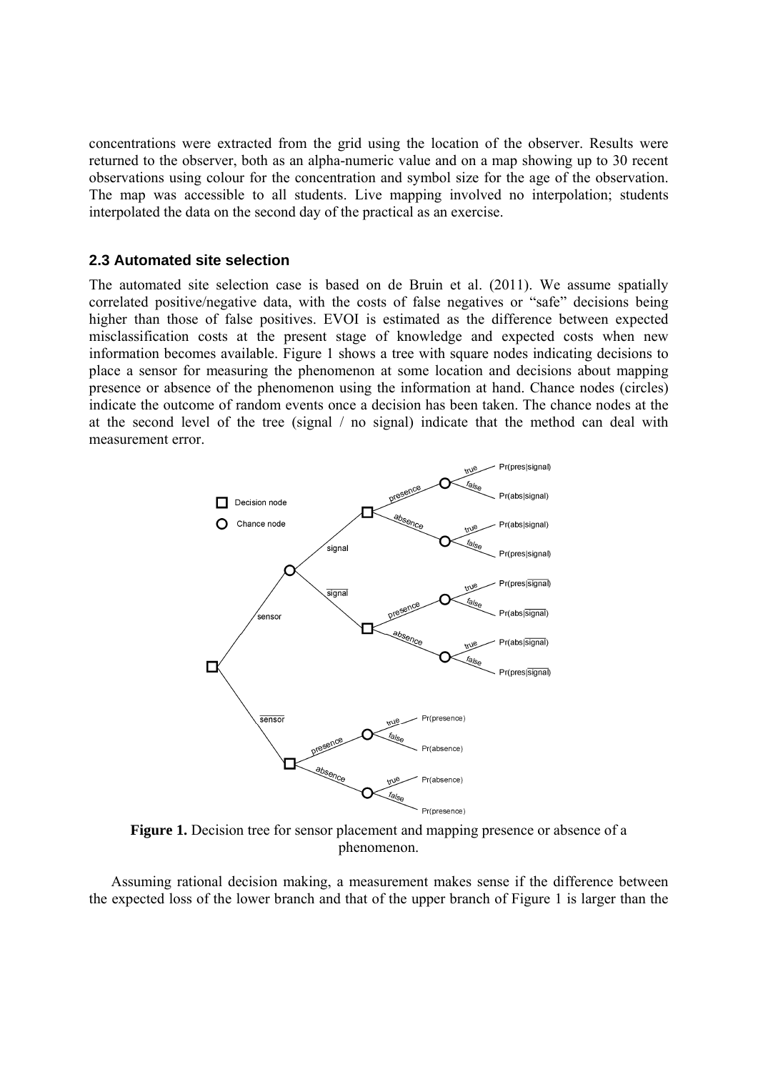concentrations were extracted from the grid using the location of the observer. Results were returned to the observer, both as an alpha-numeric value and on a map showing up to 30 recent observations using colour for the concentration and symbol size for the age of the observation. The map was accessible to all students. Live mapping involved no interpolation; students interpolated the data on the second day of the practical as an exercise.

### 2.3 Automated site selection

The automated site selection case is based on de Bruin et al. (2011). We assume spatially correlated positive/negative data, with the costs of false negatives or "safe" decisions being higher than those of false positives. EVOI is estimated as the difference between expected misclassification costs at the present stage of knowledge and expected costs when new information becomes available. Figure 1 shows a tree with square nodes indicating decisions to place a sensor for measuring the phenomenon at some location and decisions about mapping presence or absence of the phenomenon using the information at hand. Chance nodes (circles) indicate the outcome of random events once a decision has been taken. The chance nodes at the at the second level of the tree (signal / no signal) indicate that the method can deal with measurement error.

**Figure 1.** Decision tree for sensor placement and mapping presence or absence of a phenomenon.

Assuming rational decision making, a measurement makes sense if the difference between the expected loss of the lower branch and that of the upper branch of Figure 1 is larger than the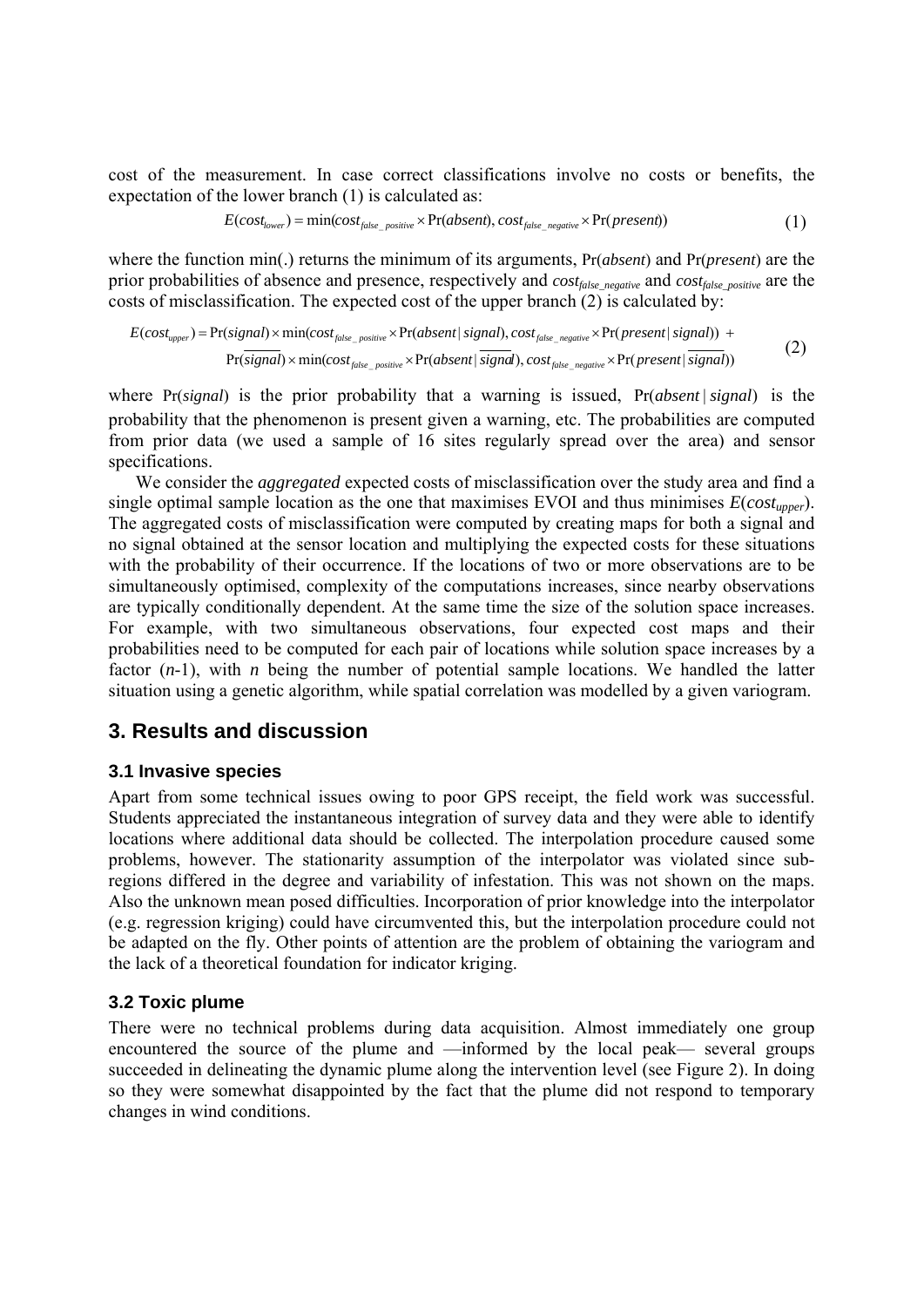cost of the measurement. In case correct classifications involve no costs or benefits, the expectation of the lower branch (1) is calculated as:

$$E(cost_{lower}) = \min(cost_{false\_positive} \times \Pr(absent), cost_{false\_negative} \times \Pr(present)) \quad (1)$$

where the function min(.) returns the minimum of its arguments, $\Pr(absent)$ and $\Pr(present)$ are the prior probabilities of absence and presence, respectively and $cost_{false\_negative}$ and $cost_{false\_positive}$ are the costs of misclassification. The expected cost of the upper branch (2) is calculated by:

$$E(cost_{upper}) = \Pr(signal) \times \min(cost_{false\_positive} \times \Pr(absent \mid signal), cost_{false\_negative} \times \Pr(present \mid signal)) + \Pr(\overline{signal}) \times \min(cost_{false\_positive} \times \Pr(absent \mid \overline{signal}), cost_{false\_negative} \times \Pr(present \mid \overline{signal})) \quad (2)$$

where $\Pr(signal)$ is the prior probability that a warning is issued, $\Pr(absent \mid signal)$ is the probability that the phenomenon is present given a warning, etc. The probabilities are computed from prior data (we used a sample of 16 sites regularly spread over the area) and sensor specifications.

We consider the *aggregated* expected costs of misclassification over the study area and find a single optimal sample location as the one that maximises EVOI and thus minimises $E(cost_{upper})$. The aggregated costs of misclassification were computed by creating maps for both a signal and no signal obtained at the sensor location and multiplying the expected costs for these situations with the probability of their occurrence. If the locations of two or more observations are to be simultaneously optimised, complexity of the computations increases, since nearby observations are typically conditionally dependent. At the same time the size of the solution space increases. For example, with two simultaneous observations, four expected cost maps and their probabilities need to be computed for each pair of locations while solution space increases by a factor ($n$-1), with $n$ being the number of potential sample locations. We handled the latter situation using a genetic algorithm, while spatial correlation was modelled by a given variogram.

## 3. Results and discussion

### 3.1 Invasive species

Apart from some technical issues owing to poor GPS receipt, the field work was successful. Students appreciated the instantaneous integration of survey data and they were able to identify locations where additional data should be collected. The interpolation procedure caused some problems, however. The stationarity assumption of the interpolator was violated since sub-regions differed in the degree and variability of infestation. This was not shown on the maps. Also the unknown mean posed difficulties. Incorporation of prior knowledge into the interpolator (e.g. regression kriging) could have circumvented this, but the interpolation procedure could not be adapted on the fly. Other points of attention are the problem of obtaining the variogram and the lack of a theoretical foundation for indicator kriging.

### 3.2 Toxic plume

There were no technical problems during data acquisition. Almost immediately one group encountered the source of the plume and —informed by the local peak— several groups succeeded in delineating the dynamic plume along the intervention level (see Figure 2). In doing so they were somewhat disappointed by the fact that the plume did not respond to temporary changes in wind conditions.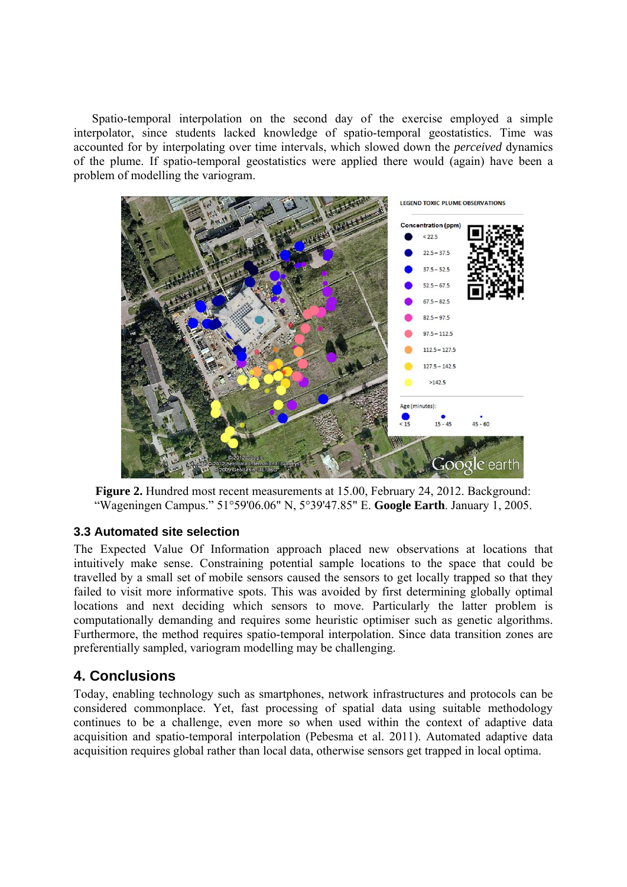Spatio-temporal interpolation on the second day of the exercise employed a simple interpolator, since students lacked knowledge of spatio-temporal geostatistics. Time was accounted for by interpolating over time intervals, which slowed down the *perceived* dynamics of the plume. If spatio-temporal geostatistics were applied there would (again) have been a problem of modelling the variogram.

**Figure 2.** Hundred most recent measurements at 15.00, February 24, 2012. Background: “Wageningen Campus.” 51°59'06.06" N, 5°39'47.85" E. **Google Earth**. January 1, 2005.

### 3.3 Automated site selection

The Expected Value Of Information approach placed new observations at locations that intuitively make sense. Constraining potential sample locations to the space that could be travelled by a small set of mobile sensors caused the sensors to get locally trapped so that they failed to visit more informative spots. This was avoided by first determining globally optimal locations and next deciding which sensors to move. Particularly the latter problem is computationally demanding and requires some heuristic optimiser such as genetic algorithms. Furthermore, the method requires spatio-temporal interpolation. Since data transition zones are preferentially sampled, variogram modelling may be challenging.

## 4. Conclusions

Today, enabling technology such as smartphones, network infrastructures and protocols can be considered commonplace. Yet, fast processing of spatial data using suitable methodology continues to be a challenge, even more so when used within the context of adaptive data acquisition and spatio-temporal interpolation (Pebesma et al. 2011). Automated adaptive data acquisition requires global rather than local data, otherwise sensors get trapped in local optima.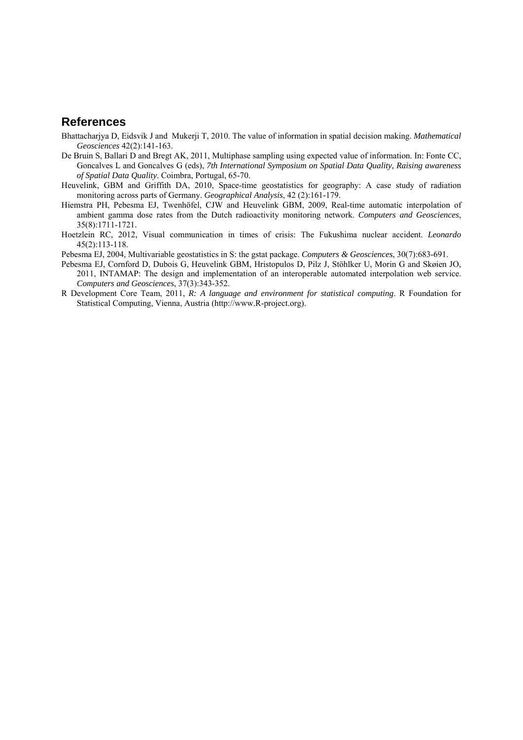## References

Bhattacharjya D, Eidsvik J and Mukerji T, 2010. The value of information in spatial decision making. *Mathematical Geosciences* 42(2):141-163.

De Bruin S, Ballari D and Bregt AK, 2011, Multiphase sampling using expected value of information. In: Fonte CC, Goncalves L and Goncalves G (eds), *7th International Symposium on Spatial Data Quality, Raising awareness of Spatial Data Quality*. Coimbra, Portugal, 65-70.

Heuvelink, GBM and Griffith DA, 2010, Space-time geostatistics for geography: A case study of radiation monitoring across parts of Germany. *Geographical Analysis*, 42 (2):161-179.

Hiemstra PH, Pebesma EJ, Twenhöfel, CJW and Heuvelink GBM, 2009, Real-time automatic interpolation of ambient gamma dose rates from the Dutch radioactivity monitoring network. *Computers and Geosciences*, 35(8):1711-1721.

Hoetzlein RC, 2012, Visual communication in times of crisis: The Fukushima nuclear accident. *Leonardo* 45(2):113-118.

Pebesma EJ, 2004, Multivariable geostatistics in S: the gstat package. *Computers & Geosciences*, 30(7):683-691.

Pebesma EJ, Cornford D, Dubois G, Heuvelink GBM, Hristopulos D, Pilz J, Stöhlker U, Morin G and Skøien JO, 2011, INTAMAP: The design and implementation of an interoperable automated interpolation web service. *Computers and Geosciences*, 37(3):343-352.

R Development Core Team, 2011, *R: A language and environment for statistical computing*. R Foundation for Statistical Computing, Vienna, Austria (http://www.R-project.org).